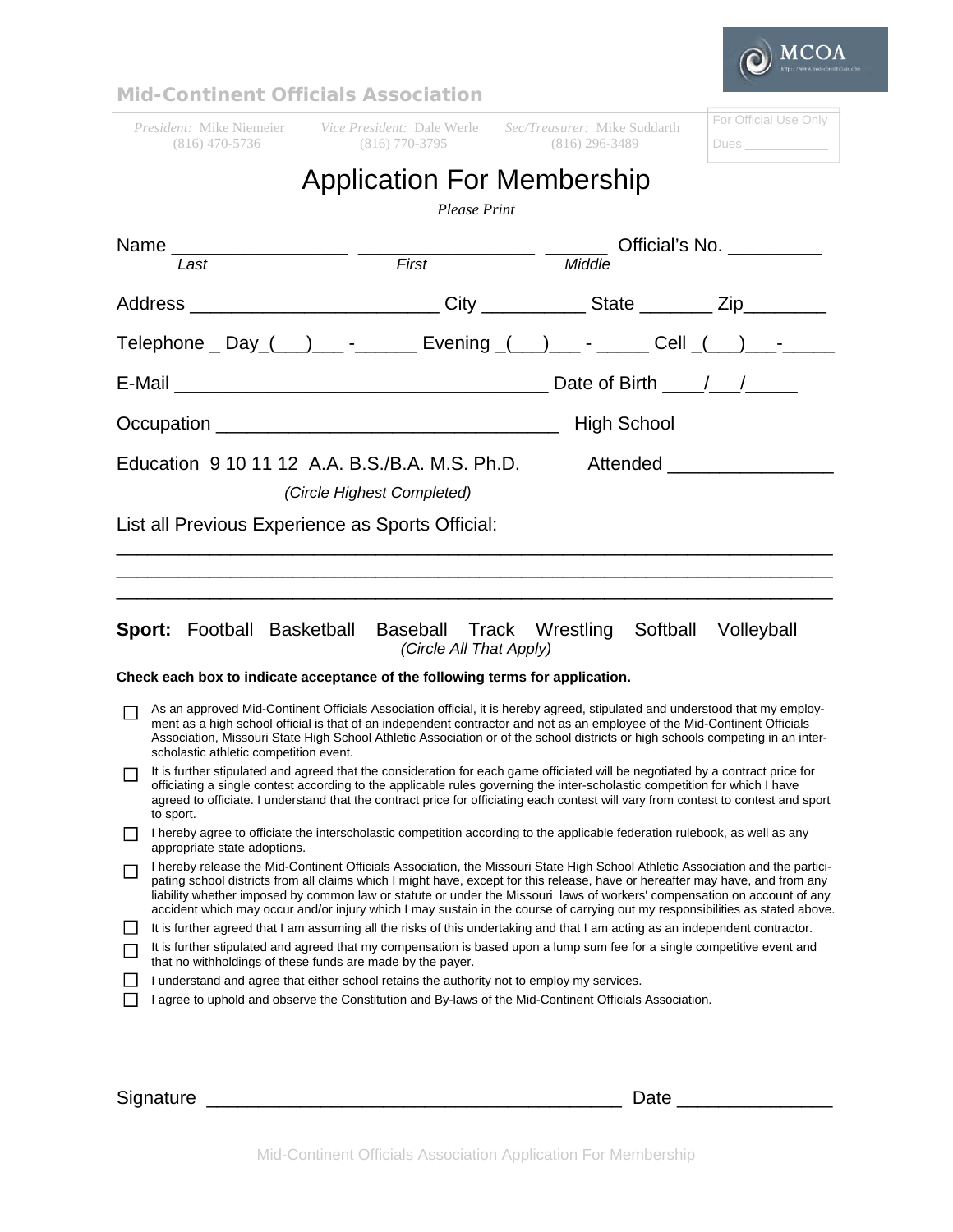**Mid-Continent Officials Association**

MCOA

*President:* Mike Niemeier (816) 470-5736 | *Vice President:* Dale Werle (816) 770-3795 | *Sec/Treasurer:* Mike Suddarth (816) 296-3489

For Official Use Only
Dues ____________

# Application For Membership

*Please Print*

Name _________________ _________________ ______ Official's No. _________
*Last* *First* *Middle*

Address ________________________ City __________ State _______ Zip________

Telephone _ Day_(___)___ -______ Evening _(___)___ - _____ Cell _(___)___-_____

E-Mail ____________________________________ Date of Birth ____/___/_____

Occupation _________________________________ High School

Education 9 10 11 12 A.A. B.S./B.A. M.S. Ph.D. Attended ________________

*(Circle Highest Completed)*

List all Previous Experience as Sports Official:

______________________________________________________________________
______________________________________________________________________
______________________________________________________________________

**Sport:** Football Basketball Baseball Track Wrestling Softball Volleyball
*(Circle All That Apply)*

**Check each box to indicate acceptance of the following terms for application.**

- ☐ As an approved Mid-Continent Officials Association official, it is hereby agreed, stipulated and understood that my employment as a high school official is that of an independent contractor and not as an employee of the Mid-Continent Officials Association, Missouri State High School Athletic Association or of the school districts or high schools competing in an inter-scholastic athletic competition event.
- ☐ It is further stipulated and agreed that the consideration for each game officiated will be negotiated by a contract price for officiating a single contest according to the applicable rules governing the inter-scholastic competition for which I have agreed to officiate. I understand that the contract price for officiating each contest will vary from contest to contest and sport to sport.
- ☐ I hereby agree to officiate the interscholastic competition according to the applicable federation rulebook, as well as any appropriate state adoptions.
- ☐ I hereby release the Mid-Continent Officials Association, the Missouri State High School Athletic Association and the participating school districts from all claims which I might have, except for this release, have or hereafter may have, and from any liability whether imposed by common law or statute or under the Missouri laws of workers' compensation on account of any accident which may occur and/or injury which I may sustain in the course of carrying out my responsibilities as stated above.
- ☐ It is further agreed that I am assuming all the risks of this undertaking and that I am acting as an independent contractor.
- ☐ It is further stipulated and agreed that my compensation is based upon a lump sum fee for a single competitive event and that no withholdings of these funds are made by the payer.
- ☐ I understand and agree that either school retains the authority not to employ my services.
- ☐ I agree to uphold and observe the Constitution and By-laws of the Mid-Continent Officials Association.

Signature ________________________________________ Date _______________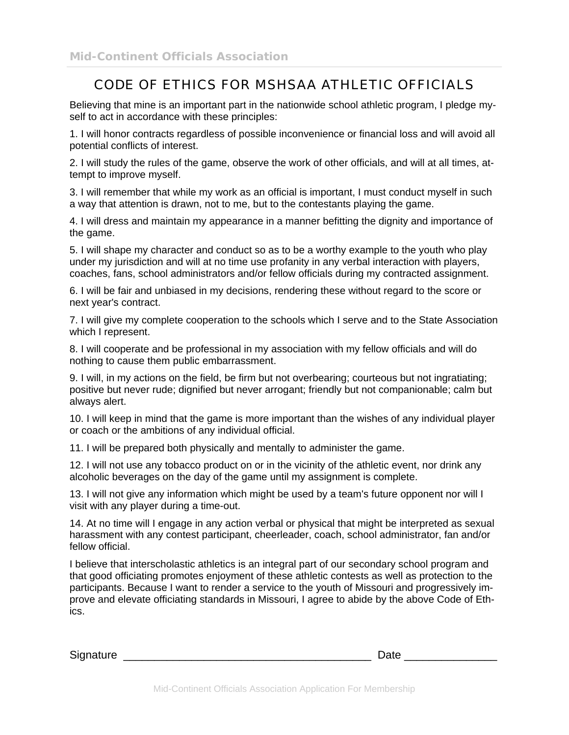# CODE OF ETHICS FOR MSHSAA ATHLETIC OFFICIALS

Believing that mine is an important part in the nationwide school athletic program, I pledge myself to act in accordance with these principles:

1. I will honor contracts regardless of possible inconvenience or financial loss and will avoid all potential conflicts of interest.

2. I will study the rules of the game, observe the work of other officials, and will at all times, attempt to improve myself.

3. I will remember that while my work as an official is important, I must conduct myself in such a way that attention is drawn, not to me, but to the contestants playing the game.

4. I will dress and maintain my appearance in a manner befitting the dignity and importance of the game.

5. I will shape my character and conduct so as to be a worthy example to the youth who play under my jurisdiction and will at no time use profanity in any verbal interaction with players, coaches, fans, school administrators and/or fellow officials during my contracted assignment.

6. I will be fair and unbiased in my decisions, rendering these without regard to the score or next year's contract.

7. I will give my complete cooperation to the schools which I serve and to the State Association which I represent.

8. I will cooperate and be professional in my association with my fellow officials and will do nothing to cause them public embarrassment.

9. I will, in my actions on the field, be firm but not overbearing; courteous but not ingratiating; positive but never rude; dignified but never arrogant; friendly but not companionable; calm but always alert.

10. I will keep in mind that the game is more important than the wishes of any individual player or coach or the ambitions of any individual official.

11. I will be prepared both physically and mentally to administer the game.

12. I will not use any tobacco product on or in the vicinity of the athletic event, nor drink any alcoholic beverages on the day of the game until my assignment is complete.

13. I will not give any information which might be used by a team's future opponent nor will I visit with any player during a time-out.

14. At no time will I engage in any action verbal or physical that might be interpreted as sexual harassment with any contest participant, cheerleader, coach, school administrator, fan and/or fellow official.

I believe that interscholastic athletics is an integral part of our secondary school program and that good officiating promotes enjoyment of these athletic contests as well as protection to the participants. Because I want to render a service to the youth of Missouri and progressively improve and elevate officiating standards in Missouri, I agree to abide by the above Code of Ethics.

Signature ________________________________________ Date _______________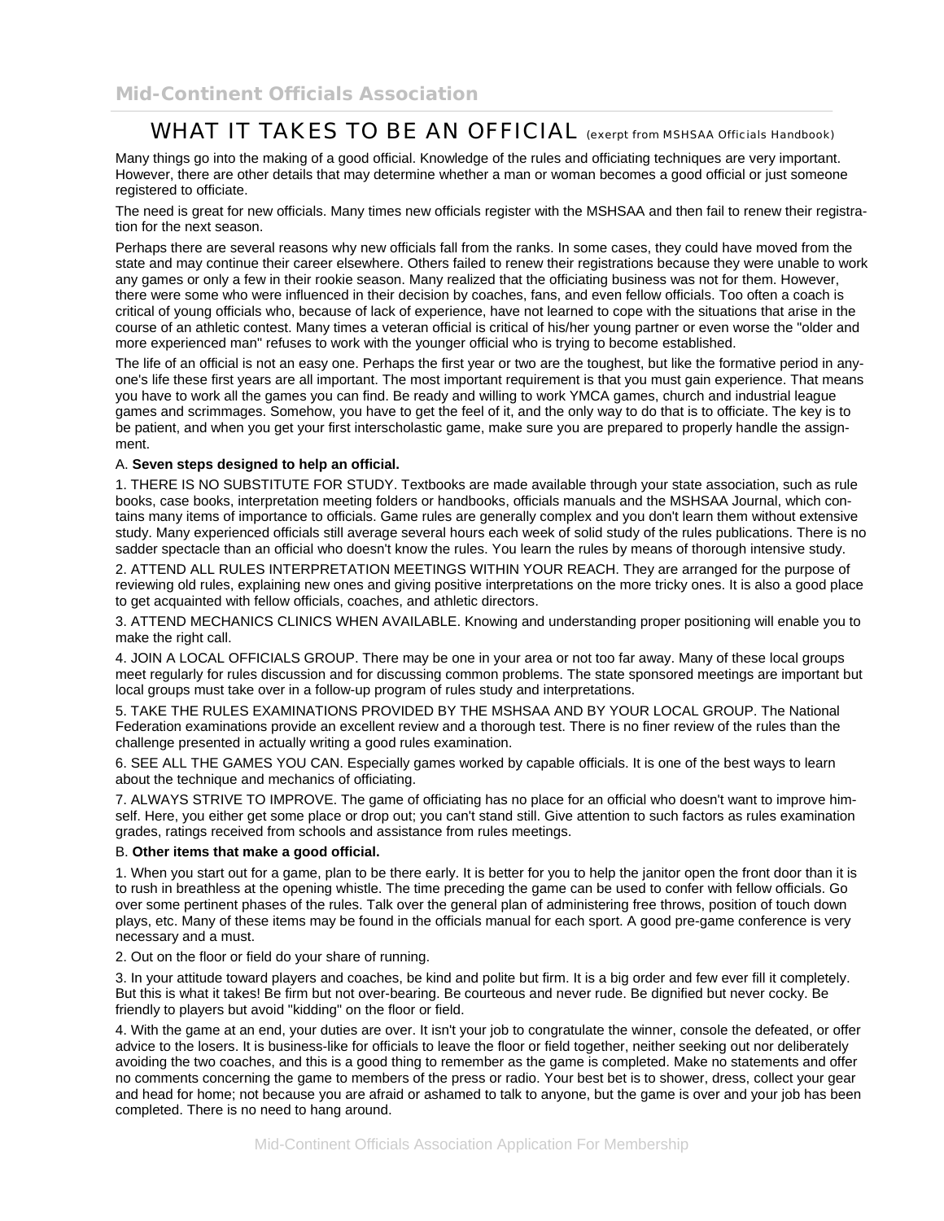## WHAT IT TAKES TO BE AN OFFICIAL (exerpt from MSHSAA Officials Handbook)

Many things go into the making of a good official. Knowledge of the rules and officiating techniques are very important. However, there are other details that may determine whether a man or woman becomes a good official or just someone registered to officiate.

The need is great for new officials. Many times new officials register with the MSHSAA and then fail to renew their registration for the next season.

Perhaps there are several reasons why new officials fall from the ranks. In some cases, they could have moved from the state and may continue their career elsewhere. Others failed to renew their registrations because they were unable to work any games or only a few in their rookie season. Many realized that the officiating business was not for them. However, there were some who were influenced in their decision by coaches, fans, and even fellow officials. Too often a coach is critical of young officials who, because of lack of experience, have not learned to cope with the situations that arise in the course of an athletic contest. Many times a veteran official is critical of his/her young partner or even worse the "older and more experienced man" refuses to work with the younger official who is trying to become established.

The life of an official is not an easy one. Perhaps the first year or two are the toughest, but like the formative period in anyone's life these first years are all important. The most important requirement is that you must gain experience. That means you have to work all the games you can find. Be ready and willing to work YMCA games, church and industrial league games and scrimmages. Somehow, you have to get the feel of it, and the only way to do that is to officiate. The key is to be patient, and when you get your first interscholastic game, make sure you are prepared to properly handle the assignment.

A. **Seven steps designed to help an official.**

1. THERE IS NO SUBSTITUTE FOR STUDY. Textbooks are made available through your state association, such as rule books, case books, interpretation meeting folders or handbooks, officials manuals and the MSHSAA Journal, which contains many items of importance to officials. Game rules are generally complex and you don't learn them without extensive study. Many experienced officials still average several hours each week of solid study of the rules publications. There is no sadder spectacle than an official who doesn't know the rules. You learn the rules by means of thorough intensive study.

2. ATTEND ALL RULES INTERPRETATION MEETINGS WITHIN YOUR REACH. They are arranged for the purpose of reviewing old rules, explaining new ones and giving positive interpretations on the more tricky ones. It is also a good place to get acquainted with fellow officials, coaches, and athletic directors.

3. ATTEND MECHANICS CLINICS WHEN AVAILABLE. Knowing and understanding proper positioning will enable you to make the right call.

4. JOIN A LOCAL OFFICIALS GROUP. There may be one in your area or not too far away. Many of these local groups meet regularly for rules discussion and for discussing common problems. The state sponsored meetings are important but local groups must take over in a follow-up program of rules study and interpretations.

5. TAKE THE RULES EXAMINATIONS PROVIDED BY THE MSHSAA AND BY YOUR LOCAL GROUP. The National Federation examinations provide an excellent review and a thorough test. There is no finer review of the rules than the challenge presented in actually writing a good rules examination.

6. SEE ALL THE GAMES YOU CAN. Especially games worked by capable officials. It is one of the best ways to learn about the technique and mechanics of officiating.

7. ALWAYS STRIVE TO IMPROVE. The game of officiating has no place for an official who doesn't want to improve himself. Here, you either get some place or drop out; you can't stand still. Give attention to such factors as rules examination grades, ratings received from schools and assistance from rules meetings.

B. **Other items that make a good official.**

1. When you start out for a game, plan to be there early. It is better for you to help the janitor open the front door than it is to rush in breathless at the opening whistle. The time preceding the game can be used to confer with fellow officials. Go over some pertinent phases of the rules. Talk over the general plan of administering free throws, position of touch down plays, etc. Many of these items may be found in the officials manual for each sport. A good pre-game conference is very necessary and a must.

2. Out on the floor or field do your share of running.

3. In your attitude toward players and coaches, be kind and polite but firm. It is a big order and few ever fill it completely. But this is what it takes! Be firm but not over-bearing. Be courteous and never rude. Be dignified but never cocky. Be friendly to players but avoid "kidding" on the floor or field.

4. With the game at an end, your duties are over. It isn't your job to congratulate the winner, console the defeated, or offer advice to the losers. It is business-like for officials to leave the floor or field together, neither seeking out nor deliberately avoiding the two coaches, and this is a good thing to remember as the game is completed. Make no statements and offer no comments concerning the game to members of the press or radio. Your best bet is to shower, dress, collect your gear and head for home; not because you are afraid or ashamed to talk to anyone, but the game is over and your job has been completed. There is no need to hang around.